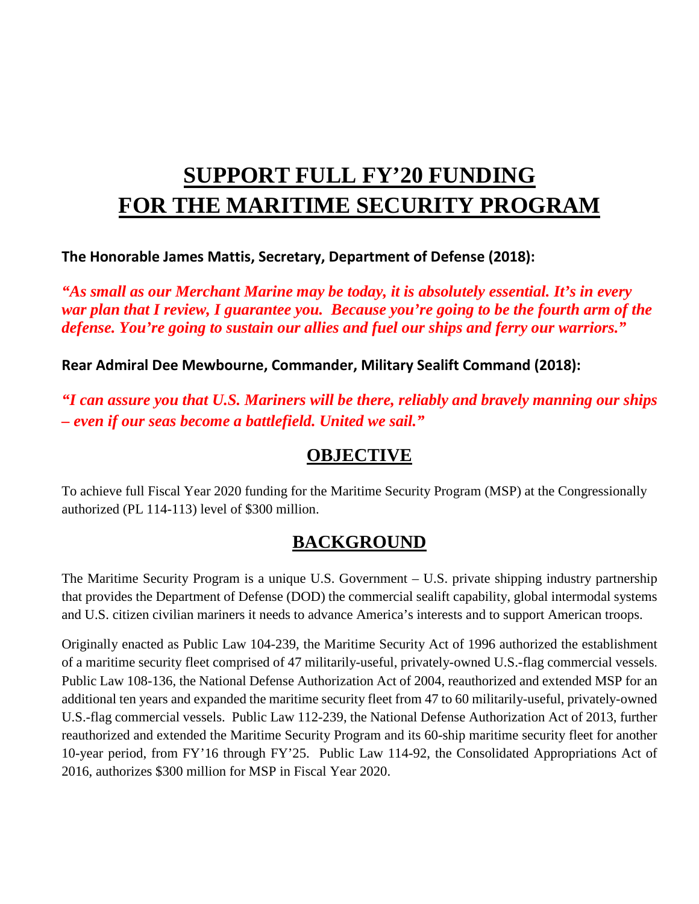# SUPPORT FULL FY'20 FUNDING FOR THE MARITIME SECURITY PROGRAM

**The Honorable James Mattis, Secretary, Department of Defense (2018):**

***"As small as our Merchant Marine may be today, it is absolutely essential. It's in every war plan that I review, I guarantee you. Because you're going to be the fourth arm of the defense. You're going to sustain our allies and fuel our ships and ferry our warriors."***

**Rear Admiral Dee Mewbourne, Commander, Military Sealift Command (2018):**

***"I can assure you that U.S. Mariners will be there, reliably and bravely manning our ships – even if our seas become a battlefield. United we sail."***

## OBJECTIVE

To achieve full Fiscal Year 2020 funding for the Maritime Security Program (MSP) at the Congressionally authorized (PL 114-113) level of $300 million.

## BACKGROUND

The Maritime Security Program is a unique U.S. Government – U.S. private shipping industry partnership that provides the Department of Defense (DOD) the commercial sealift capability, global intermodal systems and U.S. citizen civilian mariners it needs to advance America's interests and to support American troops.

Originally enacted as Public Law 104-239, the Maritime Security Act of 1996 authorized the establishment of a maritime security fleet comprised of 47 militarily-useful, privately-owned U.S.-flag commercial vessels. Public Law 108-136, the National Defense Authorization Act of 2004, reauthorized and extended MSP for an additional ten years and expanded the maritime security fleet from 47 to 60 militarily-useful, privately-owned U.S.-flag commercial vessels. Public Law 112-239, the National Defense Authorization Act of 2013, further reauthorized and extended the Maritime Security Program and its 60-ship maritime security fleet for another 10-year period, from FY'16 through FY'25. Public Law 114-92, the Consolidated Appropriations Act of 2016, authorizes $300 million for MSP in Fiscal Year 2020.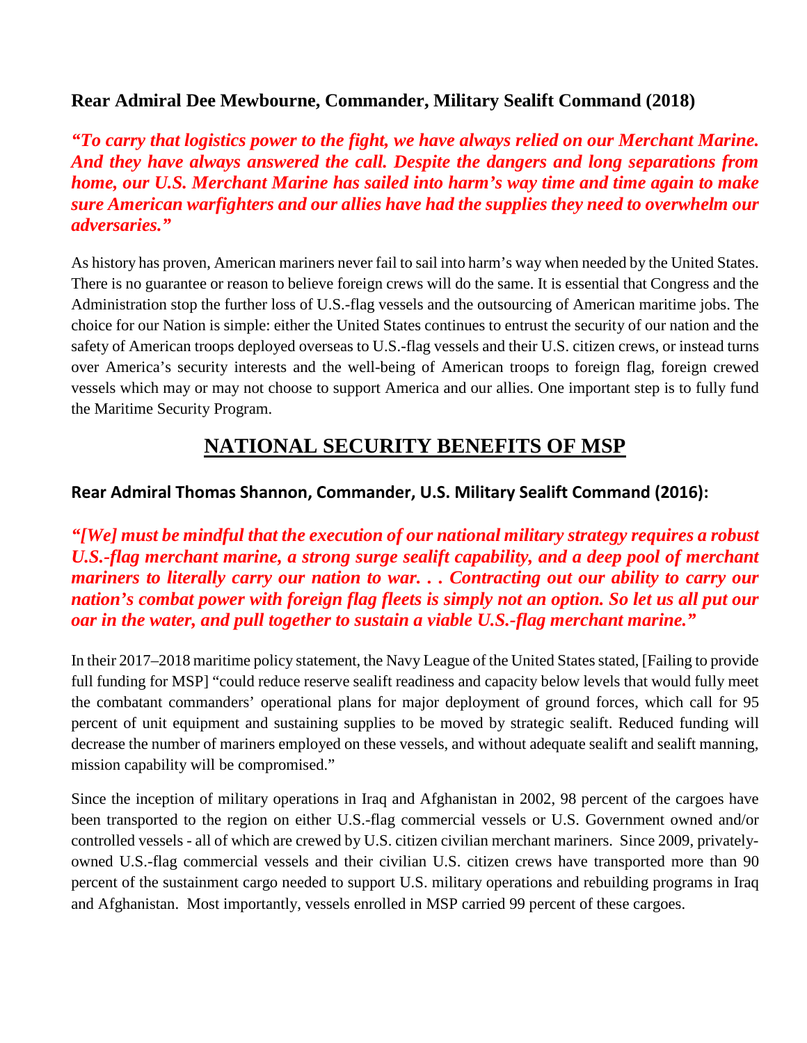**Rear Admiral Dee Mewbourne, Commander, Military Sealift Command (2018)**

***"To carry that logistics power to the fight, we have always relied on our Merchant Marine. And they have always answered the call. Despite the dangers and long separations from home, our U.S. Merchant Marine has sailed into harm's way time and time again to make sure American warfighters and our allies have had the supplies they need to overwhelm our adversaries."***

As history has proven, American mariners never fail to sail into harm's way when needed by the United States. There is no guarantee or reason to believe foreign crews will do the same. It is essential that Congress and the Administration stop the further loss of U.S.-flag vessels and the outsourcing of American maritime jobs. The choice for our Nation is simple: either the United States continues to entrust the security of our nation and the safety of American troops deployed overseas to U.S.-flag vessels and their U.S. citizen crews, or instead turns over America's security interests and the well-being of American troops to foreign flag, foreign crewed vessels which may or may not choose to support America and our allies. One important step is to fully fund the Maritime Security Program.

## NATIONAL SECURITY BENEFITS OF MSP

**Rear Admiral Thomas Shannon, Commander, U.S. Military Sealift Command (2016):**

***"[We] must be mindful that the execution of our national military strategy requires a robust U.S.-flag merchant marine, a strong surge sealift capability, and a deep pool of merchant mariners to literally carry our nation to war. . . Contracting out our ability to carry our nation's combat power with foreign flag fleets is simply not an option. So let us all put our oar in the water, and pull together to sustain a viable U.S.-flag merchant marine."***

In their 2017–2018 maritime policy statement, the Navy League of the United States stated, [Failing to provide full funding for MSP] "could reduce reserve sealift readiness and capacity below levels that would fully meet the combatant commanders' operational plans for major deployment of ground forces, which call for 95 percent of unit equipment and sustaining supplies to be moved by strategic sealift. Reduced funding will decrease the number of mariners employed on these vessels, and without adequate sealift and sealift manning, mission capability will be compromised."

Since the inception of military operations in Iraq and Afghanistan in 2002, 98 percent of the cargoes have been transported to the region on either U.S.-flag commercial vessels or U.S. Government owned and/or controlled vessels - all of which are crewed by U.S. citizen civilian merchant mariners. Since 2009, privately-owned U.S.-flag commercial vessels and their civilian U.S. citizen crews have transported more than 90 percent of the sustainment cargo needed to support U.S. military operations and rebuilding programs in Iraq and Afghanistan. Most importantly, vessels enrolled in MSP carried 99 percent of these cargoes.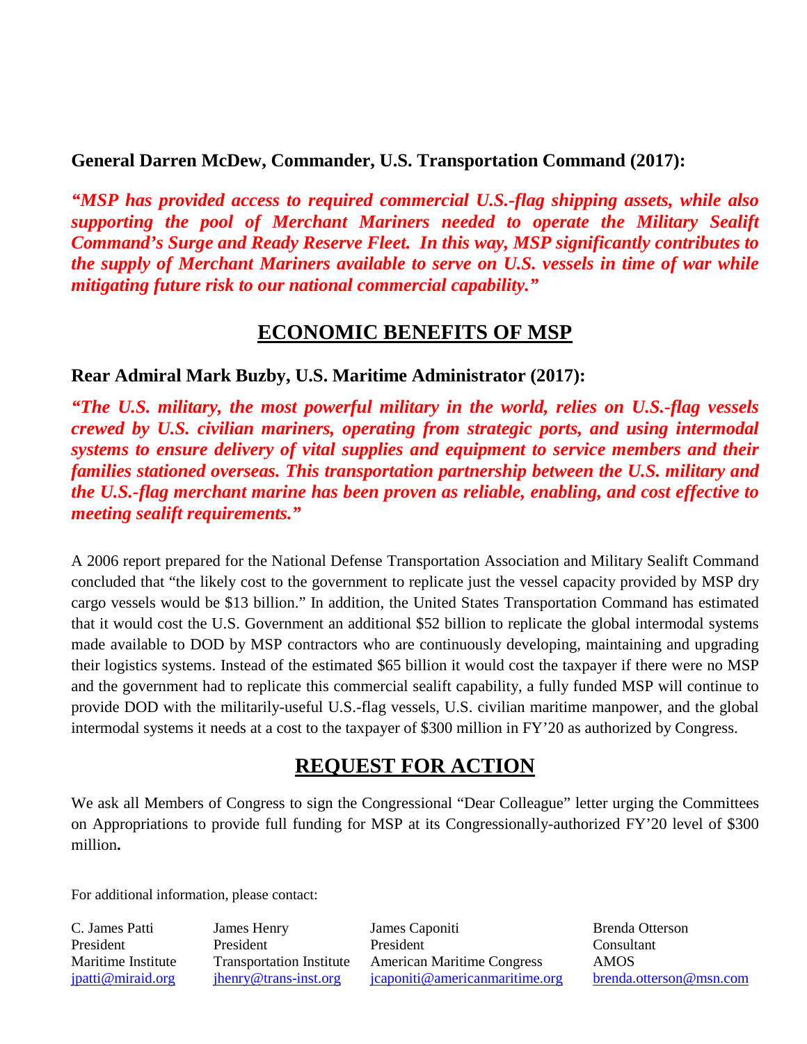**General Darren McDew, Commander, U.S. Transportation Command (2017):**

***"MSP has provided access to required commercial U.S.-flag shipping assets, while also supporting the pool of Merchant Mariners needed to operate the Military Sealift Command's Surge and Ready Reserve Fleet. In this way, MSP significantly contributes to the supply of Merchant Mariners available to serve on U.S. vessels in time of war while mitigating future risk to our national commercial capability."***

## ECONOMIC BENEFITS OF MSP

**Rear Admiral Mark Buzby, U.S. Maritime Administrator (2017):**

***"The U.S. military, the most powerful military in the world, relies on U.S.-flag vessels crewed by U.S. civilian mariners, operating from strategic ports, and using intermodal systems to ensure delivery of vital supplies and equipment to service members and their families stationed overseas. This transportation partnership between the U.S. military and the U.S.-flag merchant marine has been proven as reliable, enabling, and cost effective to meeting sealift requirements."***

A 2006 report prepared for the National Defense Transportation Association and Military Sealift Command concluded that "the likely cost to the government to replicate just the vessel capacity provided by MSP dry cargo vessels would be $13 billion." In addition, the United States Transportation Command has estimated that it would cost the U.S. Government an additional $52 billion to replicate the global intermodal systems made available to DOD by MSP contractors who are continuously developing, maintaining and upgrading their logistics systems. Instead of the estimated $65 billion it would cost the taxpayer if there were no MSP and the government had to replicate this commercial sealift capability, a fully funded MSP will continue to provide DOD with the militarily-useful U.S.-flag vessels, U.S. civilian maritime manpower, and the global intermodal systems it needs at a cost to the taxpayer of $300 million in FY'20 as authorized by Congress.

## REQUEST FOR ACTION

We ask all Members of Congress to sign the Congressional "Dear Colleague" letter urging the Committees on Appropriations to provide full funding for MSP at its Congressionally-authorized FY'20 level of $300 million**.**

For additional information, please contact:

| | | | |
|---|---|---|---|
| C. James Patti | James Henry | James Caponiti | Brenda Otterson |
| President | President | President | Consultant |
| Maritime Institute | Transportation Institute | American Maritime Congress | AMOS |
| jpatti@miraid.org | jhenry@trans-inst.org | jcaponiti@americanmaritime.org | brenda.otterson@msn.com |